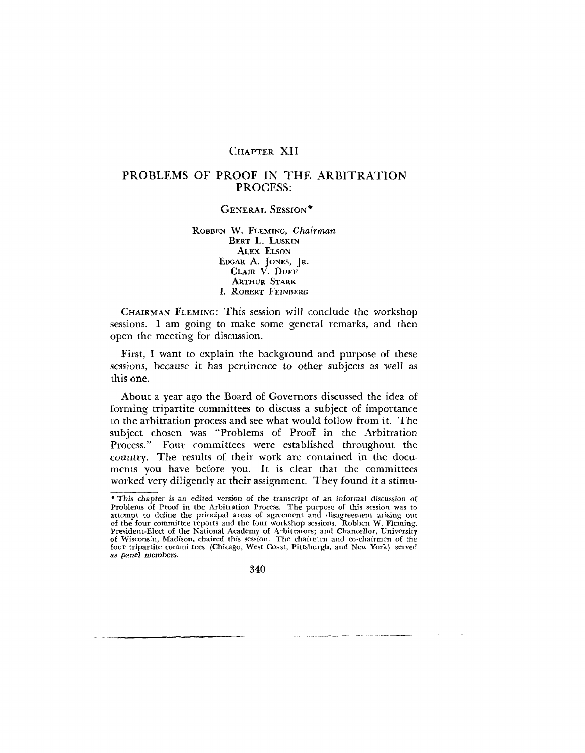# Chapter XII

## PROBLEMS OF PROOF IN THE ARBITRATION PROCESS:

### General Session*

Robben W. Fleming, *Chairman*
Bert L. Luskin
Alex Elson
Edgar A. Jones, Jr.
Clair V. Duff
Arthur Stark
I. Robert Feinberg

Chairman Fleming: This session will conclude the workshop sessions. I am going to make some general remarks, and then open the meeting for discussion.

First, I want to explain the background and purpose of these sessions, because it has pertinence to other subjects as well as this one.

About a year ago the Board of Governors discussed the idea of forming tripartite committees to discuss a subject of importance to the arbitration process and see what would follow from it. The subject chosen was "Problems of Proof in the Arbitration Process." Four committees were established throughout the country. The results of their work are contained in the documents you have before you. It is clear that the committees worked very diligently at their assignment. They found it a stimu-

---

* *This chapter is an edited version of the transcript of an informal discussion of Problems of Proof in the Arbitration Process. The purpose of this session was to attempt to define the principal areas of agreement and disagreement arising out of the four committee reports and the four workshop sessions. Robben W. Fleming, President-Elect of the National Academy of Arbitrators; and Chancellor, University of Wisconsin, Madison, chaired this session. The chairmen and co-chairmen of the four tripartite committees (Chicago, West Coast, Pittsburgh, and New York) served as panel members.*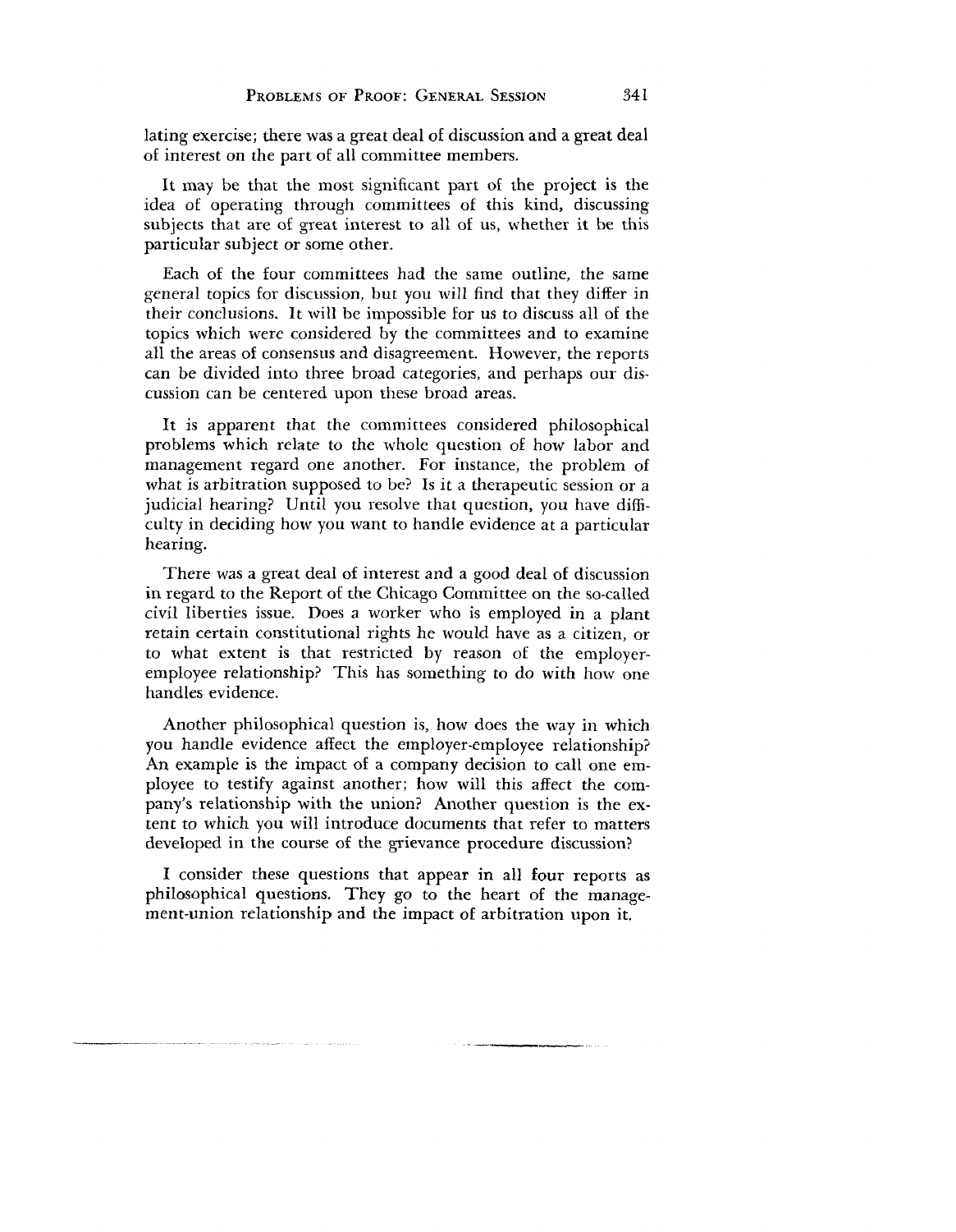lating exercise; there was a great deal of discussion and a great deal of interest on the part of all committee members.

It may be that the most significant part of the project is the idea of operating through committees of this kind, discussing subjects that are of great interest to all of us, whether it be this particular subject or some other.

Each of the four committees had the same outline, the same general topics for discussion, but you will find that they differ in their conclusions. It will be impossible for us to discuss all of the topics which were considered by the committees and to examine all the areas of consensus and disagreement. However, the reports can be divided into three broad categories, and perhaps our discussion can be centered upon these broad areas.

It is apparent that the committees considered philosophical problems which relate to the whole question of how labor and management regard one another. For instance, the problem of what is arbitration supposed to be? Is it a therapeutic session or a judicial hearing? Until you resolve that question, you have difficulty in deciding how you want to handle evidence at a particular hearing.

There was a great deal of interest and a good deal of discussion in regard to the Report of the Chicago Committee on the so-called civil liberties issue. Does a worker who is employed in a plant retain certain constitutional rights he would have as a citizen, or to what extent is that restricted by reason of the employer-employee relationship? This has something to do with how one handles evidence.

Another philosophical question is, how does the way in which you handle evidence affect the employer-employee relationship? An example is the impact of a company decision to call one employee to testify against another; how will this affect the company's relationship with the union? Another question is the extent to which you will introduce documents that refer to matters developed in the course of the grievance procedure discussion?

I consider these questions that appear in all four reports as philosophical questions. They go to the heart of the management-union relationship and the impact of arbitration upon it.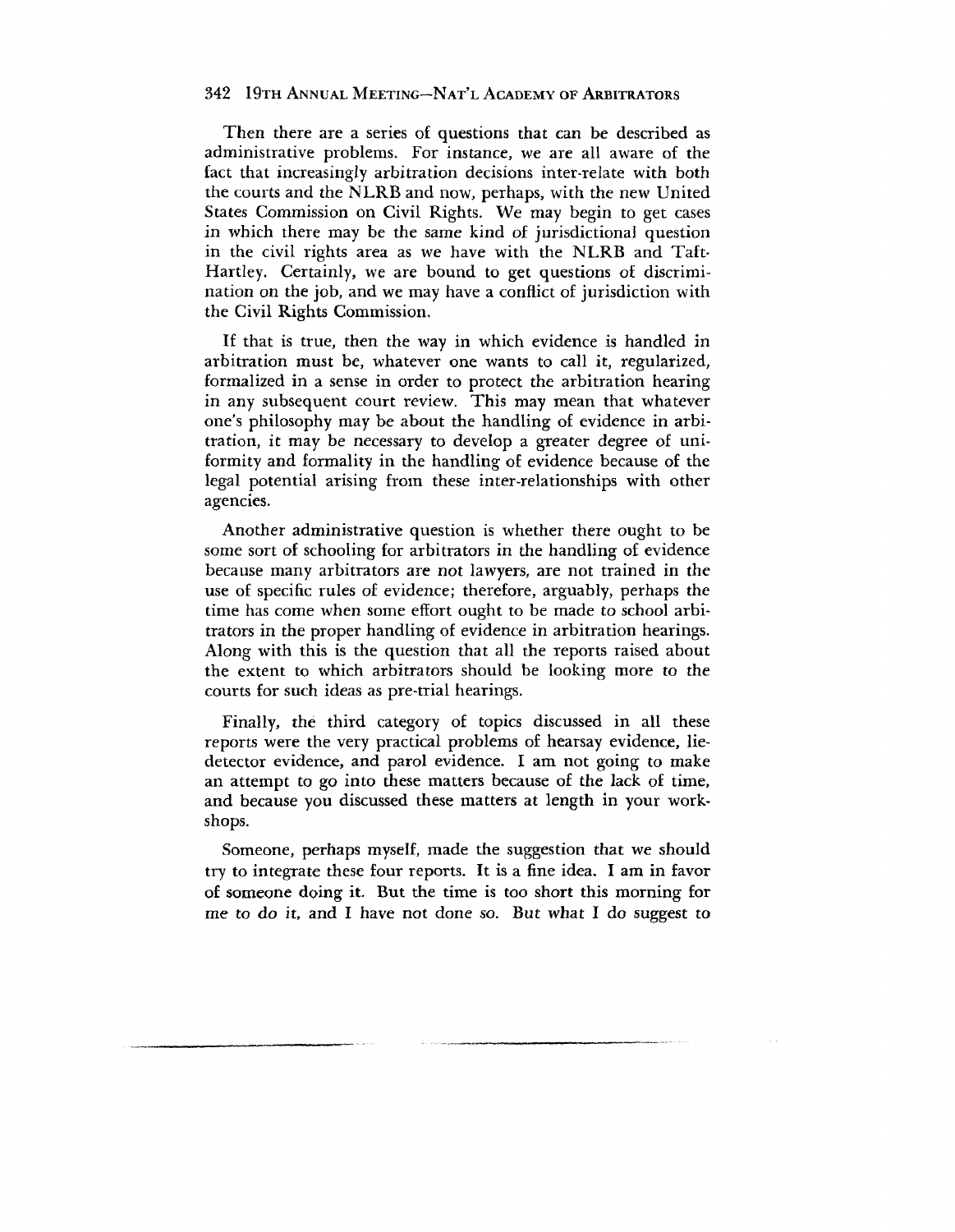Then there are a series of questions that can be described as administrative problems. For instance, we are all aware of the fact that increasingly arbitration decisions inter-relate with both the courts and the NLRB and now, perhaps, with the new United States Commission on Civil Rights. We may begin to get cases in which there may be the same kind of jurisdictional question in the civil rights area as we have with the NLRB and Taft-Hartley. Certainly, we are bound to get questions of discrimination on the job, and we may have a conflict of jurisdiction with the Civil Rights Commission.

If that is true, then the way in which evidence is handled in arbitration must be, whatever one wants to call it, regularized, formalized in a sense in order to protect the arbitration hearing in any subsequent court review. This may mean that whatever one's philosophy may be about the handling of evidence in arbitration, it may be necessary to develop a greater degree of uniformity and formality in the handling of evidence because of the legal potential arising from these inter-relationships with other agencies.

Another administrative question is whether there ought to be some sort of schooling for arbitrators in the handling of evidence because many arbitrators are not lawyers, are not trained in the use of specific rules of evidence; therefore, arguably, perhaps the time has come when some effort ought to be made to school arbitrators in the proper handling of evidence in arbitration hearings. Along with this is the question that all the reports raised about the extent to which arbitrators should be looking more to the courts for such ideas as pre-trial hearings.

Finally, the third category of topics discussed in all these reports were the very practical problems of hearsay evidence, lie-detector evidence, and parol evidence. I am not going to make an attempt to go into these matters because of the lack of time, and because you discussed these matters at length in your workshops.

Someone, perhaps myself, made the suggestion that we should try to integrate these four reports. It is a fine idea. I am in favor of someone doing it. But the time is too short this morning for me to do it, and I have not done so. But what I do suggest to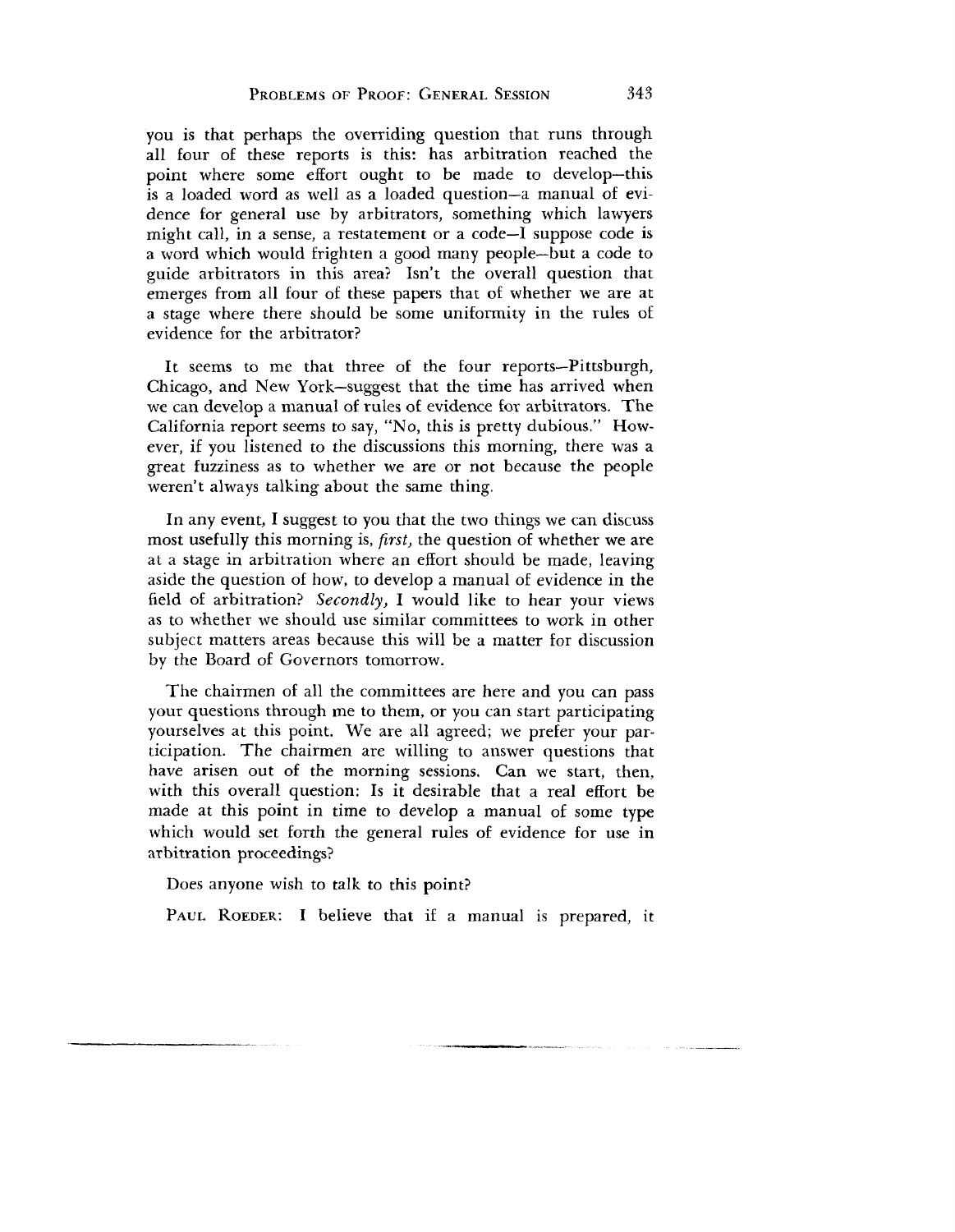you is that perhaps the overriding question that runs through all four of these reports is this: has arbitration reached the point where some effort ought to be made to develop—this is a loaded word as well as a loaded question—a manual of evidence for general use by arbitrators, something which lawyers might call, in a sense, a restatement or a code—I suppose code is a word which would frighten a good many people—but a code to guide arbitrators in this area? Isn't the overall question that emerges from all four of these papers that of whether we are at a stage where there should be some uniformity in the rules of evidence for the arbitrator?

It seems to me that three of the four reports—Pittsburgh, Chicago, and New York—suggest that the time has arrived when we can develop a manual of rules of evidence for arbitrators. The California report seems to say, "No, this is pretty dubious." However, if you listened to the discussions this morning, there was a great fuzziness as to whether we are or not because the people weren't always talking about the same thing.

In any event, I suggest to you that the two things we can discuss most usefully this morning is, *first,* the question of whether we are at a stage in arbitration where an effort should be made, leaving aside the question of how, to develop a manual of evidence in the field of arbitration? *Secondly,* I would like to hear your views as to whether we should use similar committees to work in other subject matters areas because this will be a matter for discussion by the Board of Governors tomorrow.

The chairmen of all the committees are here and you can pass your questions through me to them, or you can start participating yourselves at this point. We are all agreed; we prefer your participation. The chairmen are willing to answer questions that have arisen out of the morning sessions. Can we start, then, with this overall question: Is it desirable that a real effort be made at this point in time to develop a manual of some type which would set forth the general rules of evidence for use in arbitration proceedings?

Does anyone wish to talk to this point?

PAUL ROEDER: I believe that if a manual is prepared, it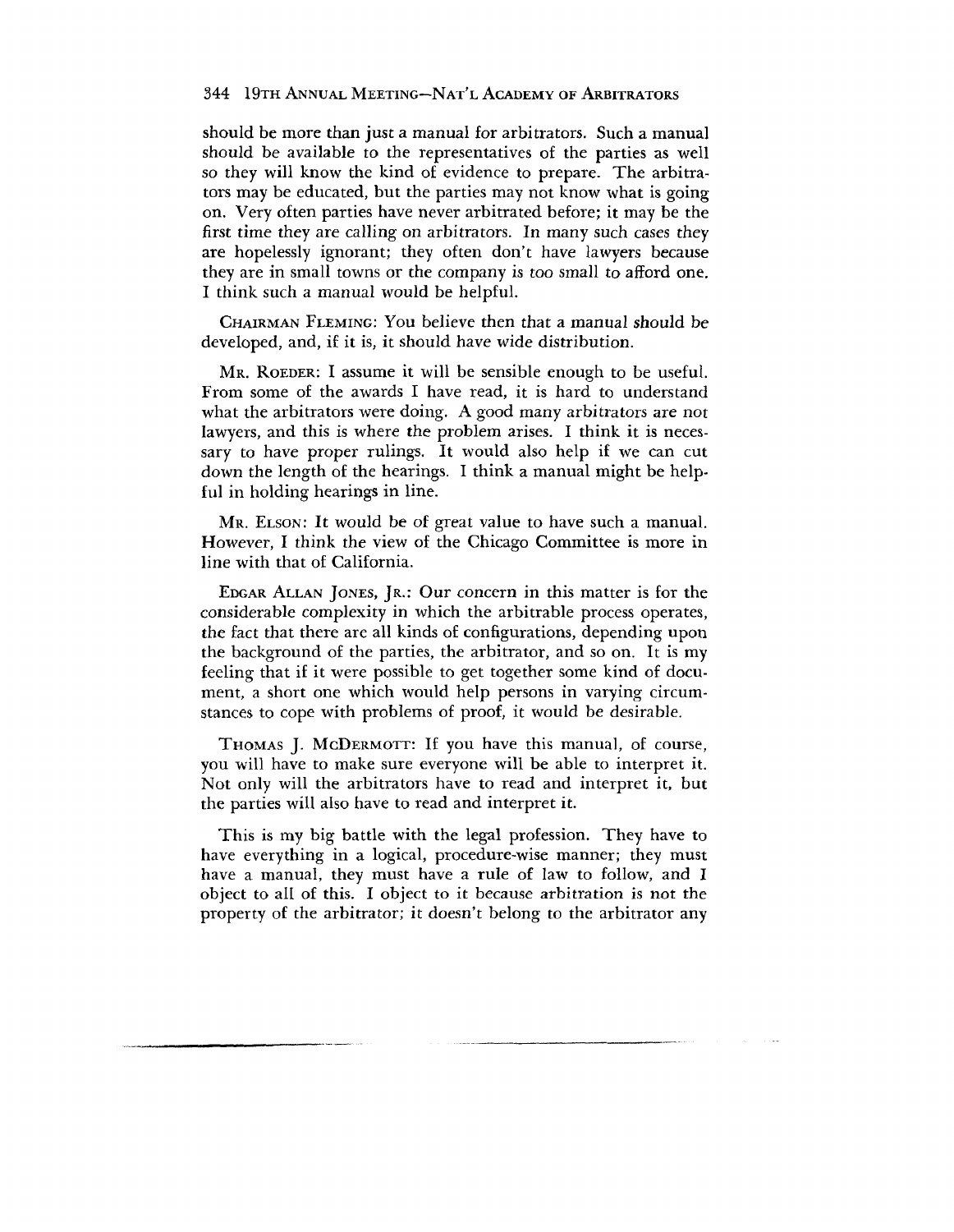should be more than just a manual for arbitrators. Such a manual should be available to the representatives of the parties as well so they will know the kind of evidence to prepare. The arbitrators may be educated, but the parties may not know what is going on. Very often parties have never arbitrated before; it may be the first time they are calling on arbitrators. In many such cases they are hopelessly ignorant; they often don't have lawyers because they are in small towns or the company is too small to afford one. I think such a manual would be helpful.

CHAIRMAN FLEMING: You believe then that a manual should be developed, and, if it is, it should have wide distribution.

MR. ROEDER: I assume it will be sensible enough to be useful. From some of the awards I have read, it is hard to understand what the arbitrators were doing. A good many arbitrators are not lawyers, and this is where the problem arises. I think it is necessary to have proper rulings. It would also help if we can cut down the length of the hearings. I think a manual might be helpful in holding hearings in line.

MR. ELSON: It would be of great value to have such a manual. However, I think the view of the Chicago Committee is more in line with that of California.

EDGAR ALLAN JONES, JR.: Our concern in this matter is for the considerable complexity in which the arbitrable process operates, the fact that there are all kinds of configurations, depending upon the background of the parties, the arbitrator, and so on. It is my feeling that if it were possible to get together some kind of document, a short one which would help persons in varying circumstances to cope with problems of proof, it would be desirable.

THOMAS J. MCDERMOTT: If you have this manual, of course, you will have to make sure everyone will be able to interpret it. Not only will the arbitrators have to read and interpret it, but the parties will also have to read and interpret it.

This is my big battle with the legal profession. They have to have everything in a logical, procedure-wise manner; they must have a manual, they must have a rule of law to follow, and I object to all of this. I object to it because arbitration is not the property of the arbitrator; it doesn't belong to the arbitrator any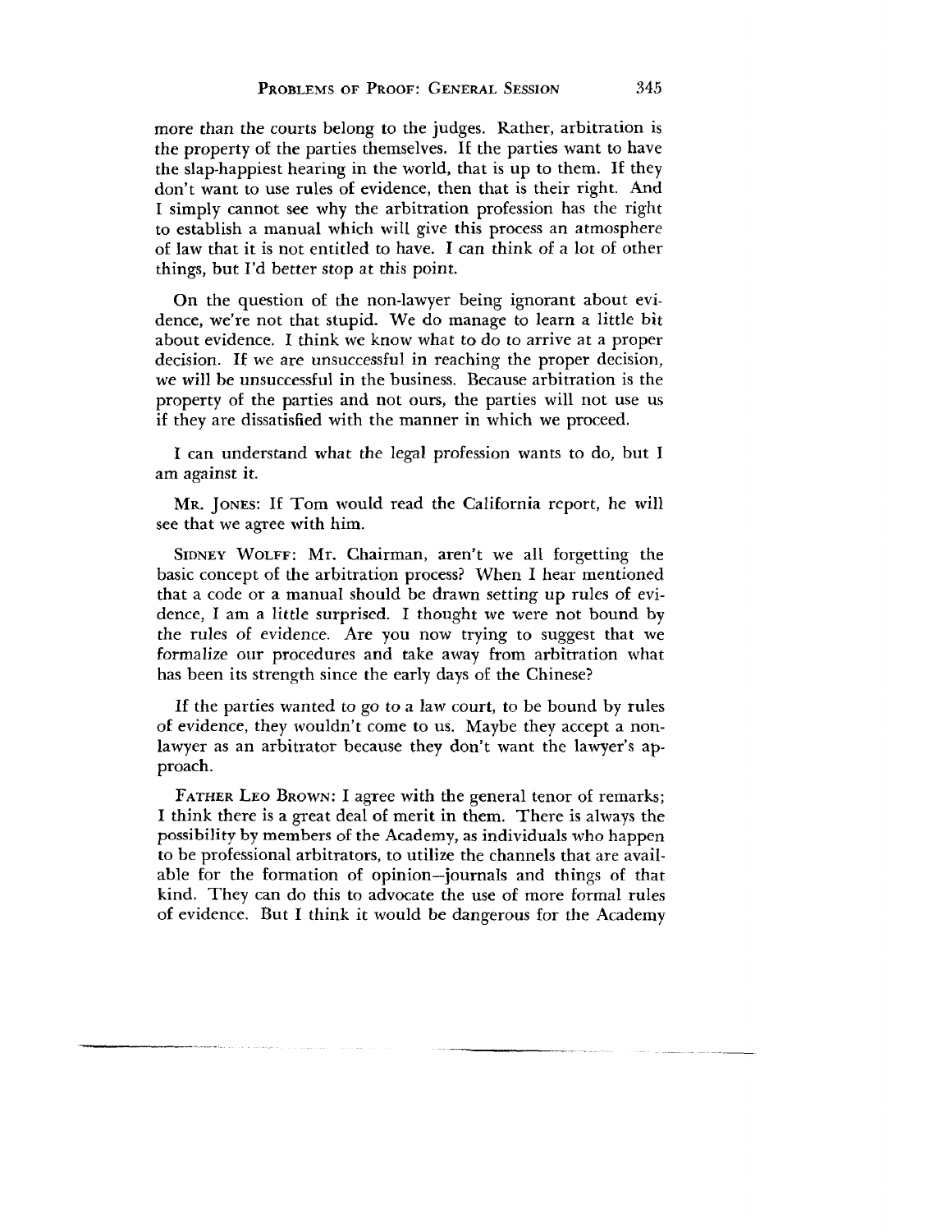more than the courts belong to the judges. Rather, arbitration is the property of the parties themselves. If the parties want to have the slap-happiest hearing in the world, that is up to them. If they don't want to use rules of evidence, then that is their right. And I simply cannot see why the arbitration profession has the right to establish a manual which will give this process an atmosphere of law that it is not entitled to have. I can think of a lot of other things, but I'd better stop at this point.

On the question of the non-lawyer being ignorant about evidence, we're not that stupid. We do manage to learn a little bit about evidence. I think we know what to do to arrive at a proper decision. If we are unsuccessful in reaching the proper decision, we will be unsuccessful in the business. Because arbitration is the property of the parties and not ours, the parties will not use us if they are dissatisfied with the manner in which we proceed.

I can understand what the legal profession wants to do, but I am against it.

MR. JONES: If Tom would read the California report, he will see that we agree with him.

SIDNEY WOLFF: Mr. Chairman, aren't we all forgetting the basic concept of the arbitration process? When I hear mentioned that a code or a manual should be drawn setting up rules of evidence, I am a little surprised. I thought we were not bound by the rules of evidence. Are you now trying to suggest that we formalize our procedures and take away from arbitration what has been its strength since the early days of the Chinese?

If the parties wanted to go to a law court, to be bound by rules of evidence, they wouldn't come to us. Maybe they accept a non-lawyer as an arbitrator because they don't want the lawyer's approach.

FATHER LEO BROWN: I agree with the general tenor of remarks; I think there is a great deal of merit in them. There is always the possibility by members of the Academy, as individuals who happen to be professional arbitrators, to utilize the channels that are available for the formation of opinion—journals and things of that kind. They can do this to advocate the use of more formal rules of evidence. But I think it would be dangerous for the Academy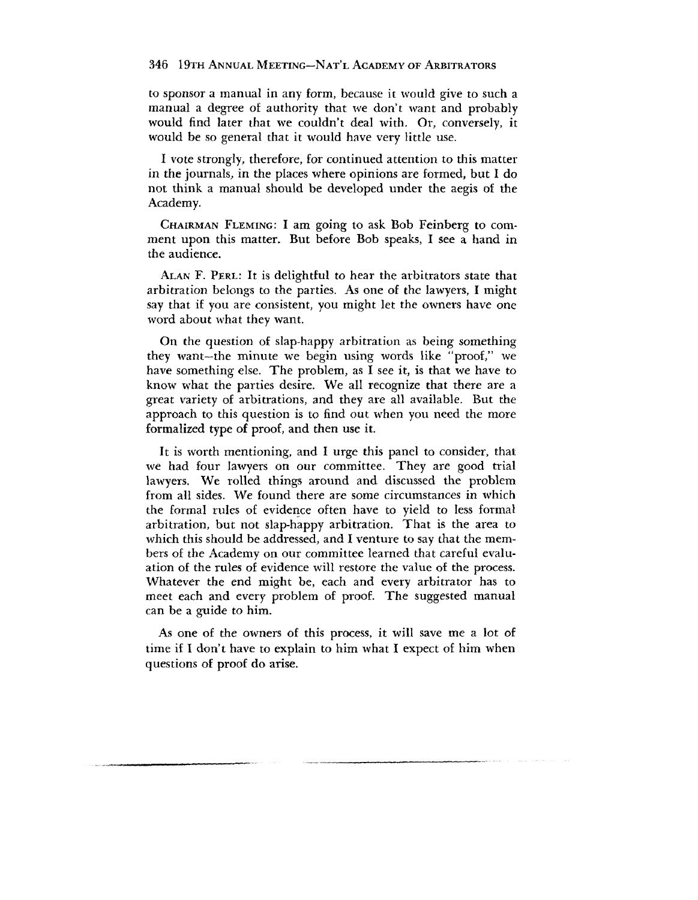to sponsor a manual in any form, because it would give to such a manual a degree of authority that we don't want and probably would find later that we couldn't deal with. Or, conversely, it would be so general that it would have very little use.

I vote strongly, therefore, for continued attention to this matter in the journals, in the places where opinions are formed, but I do not think a manual should be developed under the aegis of the Academy.

CHAIRMAN FLEMING: I am going to ask Bob Feinberg to comment upon this matter. But before Bob speaks, I see a hand in the audience.

ALAN F. PERL: It is delightful to hear the arbitrators state that arbitration belongs to the parties. As one of the lawyers, I might say that if you are consistent, you might let the owners have one word about what they want.

On the question of slap-happy arbitration as being something they want—the minute we begin using words like "proof," we have something else. The problem, as I see it, is that we have to know what the parties desire. We all recognize that there are a great variety of arbitrations, and they are all available. But the approach to this question is to find out when you need the more formalized type of proof, and then use it.

It is worth mentioning, and I urge this panel to consider, that we had four lawyers on our committee. They are good trial lawyers. We rolled things around and discussed the problem from all sides. We found there are some circumstances in which the formal rules of evidence often have to yield to less formal arbitration, but not slap-happy arbitration. That is the area to which this should be addressed, and I venture to say that the members of the Academy on our committee learned that careful evaluation of the rules of evidence will restore the value of the process. Whatever the end might be, each and every arbitrator has to meet each and every problem of proof. The suggested manual can be a guide to him.

As one of the owners of this process, it will save me a lot of time if I don't have to explain to him what I expect of him when questions of proof do arise.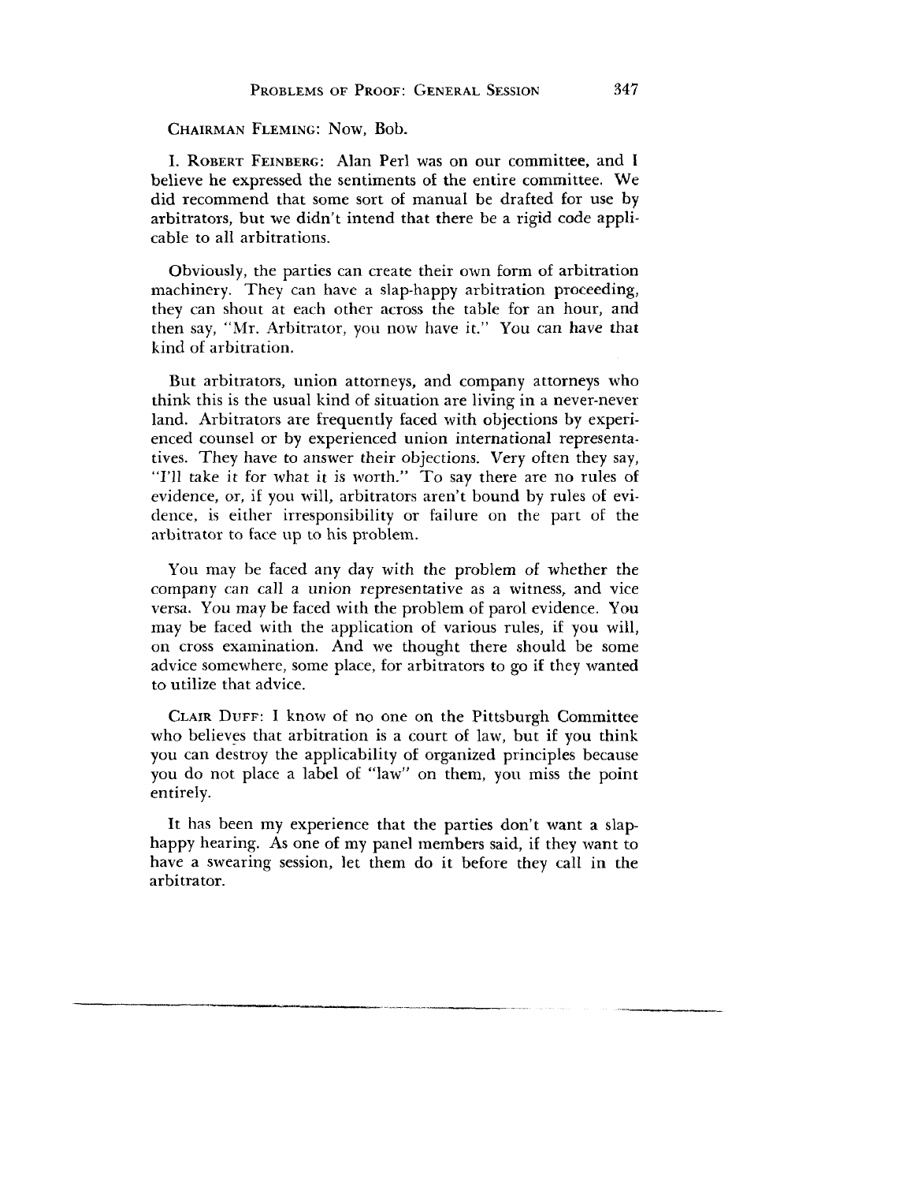CHAIRMAN FLEMING: Now, Bob.

I. ROBERT FEINBERG: Alan Perl was on our committee, and I believe he expressed the sentiments of the entire committee. We did recommend that some sort of manual be drafted for use by arbitrators, but we didn't intend that there be a rigid code applicable to all arbitrations.

Obviously, the parties can create their own form of arbitration machinery. They can have a slap-happy arbitration proceeding, they can shout at each other across the table for an hour, and then say, "Mr. Arbitrator, you now have it." You can have that kind of arbitration.

But arbitrators, union attorneys, and company attorneys who think this is the usual kind of situation are living in a never-never land. Arbitrators are frequently faced with objections by experienced counsel or by experienced union international representatives. They have to answer their objections. Very often they say, "I'll take it for what it is worth." To say there are no rules of evidence, or, if you will, arbitrators aren't bound by rules of evidence, is either irresponsibility or failure on the part of the arbitrator to face up to his problem.

You may be faced any day with the problem of whether the company can call a union representative as a witness, and vice versa. You may be faced with the problem of parol evidence. You may be faced with the application of various rules, if you will, on cross examination. And we thought there should be some advice somewhere, some place, for arbitrators to go if they wanted to utilize that advice.

CLAIR DUFF: I know of no one on the Pittsburgh Committee who believes that arbitration is a court of law, but if you think you can destroy the applicability of organized principles because you do not place a label of "law" on them, you miss the point entirely.

It has been my experience that the parties don't want a slap-happy hearing. As one of my panel members said, if they want to have a swearing session, let them do it before they call in the arbitrator.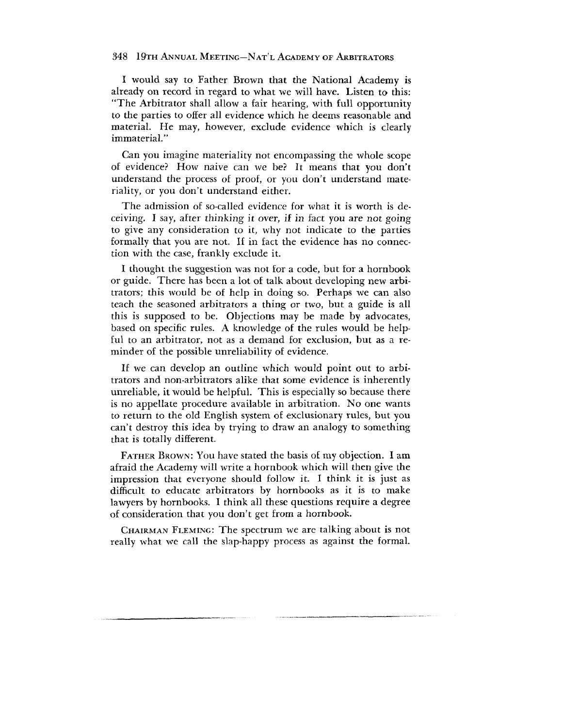I would say to Father Brown that the National Academy is already on record in regard to what we will have. Listen to this: "The Arbitrator shall allow a fair hearing, with full opportunity to the parties to offer all evidence which he deems reasonable and material. He may, however, exclude evidence which is clearly immaterial."

Can you imagine materiality not encompassing the whole scope of evidence? How naive can we be? It means that you don't understand the process of proof, or you don't understand materiality, or you don't understand either.

The admission of so-called evidence for what it is worth is deceiving. I say, after thinking it over, if in fact you are not going to give any consideration to it, why not indicate to the parties formally that you are not. If in fact the evidence has no connection with the case, frankly exclude it.

I thought the suggestion was not for a code, but for a hornbook or guide. There has been a lot of talk about developing new arbitrators; this would be of help in doing so. Perhaps we can also teach the seasoned arbitrators a thing or two, but a guide is all this is supposed to be. Objections may be made by advocates, based on specific rules. A knowledge of the rules would be helpful to an arbitrator, not as a demand for exclusion, but as a reminder of the possible unreliability of evidence.

If we can develop an outline which would point out to arbitrators and non-arbitrators alike that some evidence is inherently unreliable, it would be helpful. This is especially so because there is no appellate procedure available in arbitration. No one wants to return to the old English system of exclusionary rules, but you can't destroy this idea by trying to draw an analogy to something that is totally different.

FATHER BROWN: You have stated the basis of my objection. I am afraid the Academy will write a hornbook which will then give the impression that everyone should follow it. I think it is just as difficult to educate arbitrators by hornbooks as it is to make lawyers by hornbooks. I think all these questions require a degree of consideration that you don't get from a hornbook.

CHAIRMAN FLEMING: The spectrum we are talking about is not really what we call the slap-happy process as against the formal.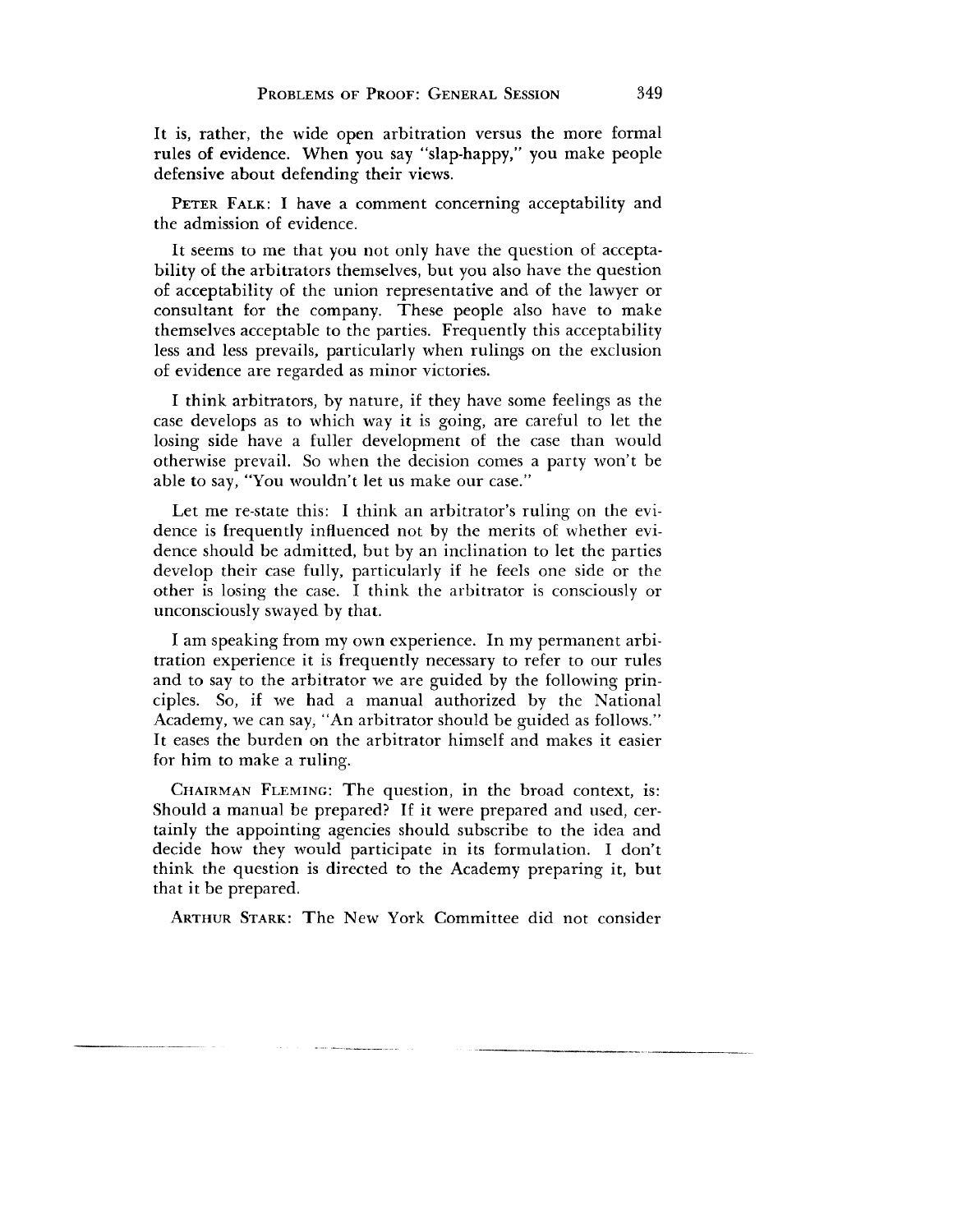It is, rather, the wide open arbitration versus the more formal rules of evidence. When you say "slap-happy," you make people defensive about defending their views.

PETER FALK: I have a comment concerning acceptability and the admission of evidence.

It seems to me that you not only have the question of acceptability of the arbitrators themselves, but you also have the question of acceptability of the union representative and of the lawyer or consultant for the company. These people also have to make themselves acceptable to the parties. Frequently this acceptability less and less prevails, particularly when rulings on the exclusion of evidence are regarded as minor victories.

I think arbitrators, by nature, if they have some feelings as the case develops as to which way it is going, are careful to let the losing side have a fuller development of the case than would otherwise prevail. So when the decision comes a party won't be able to say, "You wouldn't let us make our case."

Let me re-state this: I think an arbitrator's ruling on the evidence is frequently influenced not by the merits of whether evidence should be admitted, but by an inclination to let the parties develop their case fully, particularly if he feels one side or the other is losing the case. I think the arbitrator is consciously or unconsciously swayed by that.

I am speaking from my own experience. In my permanent arbitration experience it is frequently necessary to refer to our rules and to say to the arbitrator we are guided by the following principles. So, if we had a manual authorized by the National Academy, we can say, "An arbitrator should be guided as follows." It eases the burden on the arbitrator himself and makes it easier for him to make a ruling.

CHAIRMAN FLEMING: The question, in the broad context, is: Should a manual be prepared? If it were prepared and used, certainly the appointing agencies should subscribe to the idea and decide how they would participate in its formulation. I don't think the question is directed to the Academy preparing it, but that it be prepared.

ARTHUR STARK: The New York Committee did not consider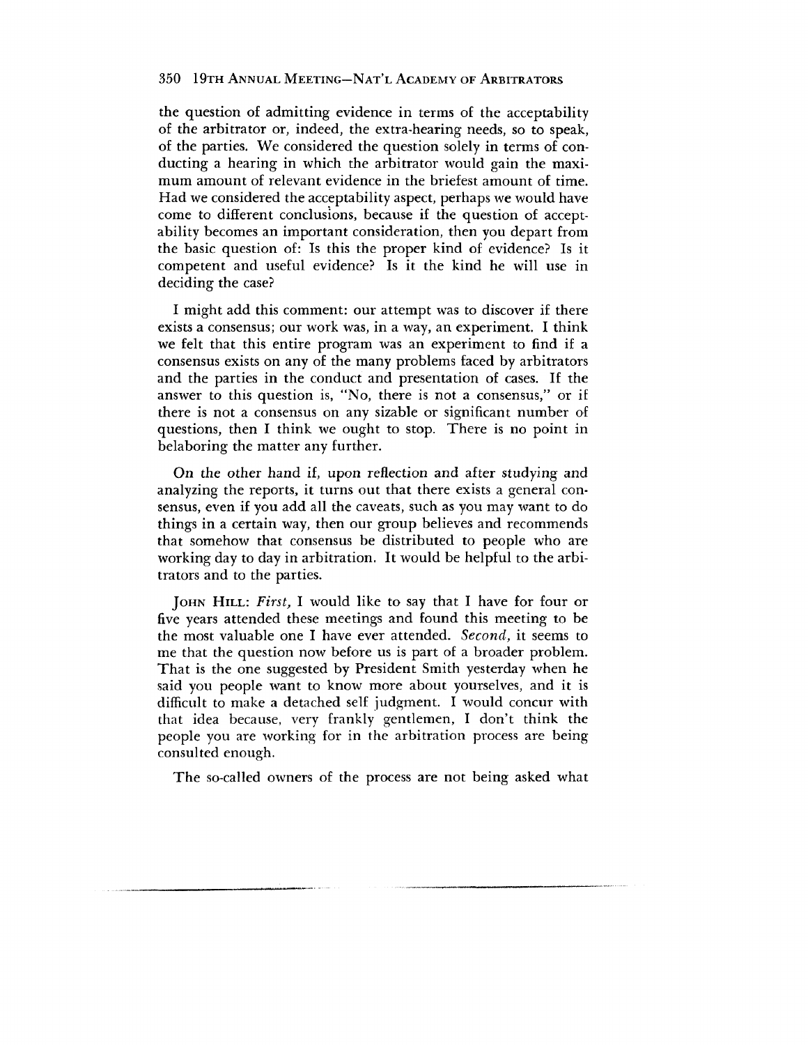the question of admitting evidence in terms of the acceptability of the arbitrator or, indeed, the extra-hearing needs, so to speak, of the parties. We considered the question solely in terms of conducting a hearing in which the arbitrator would gain the maximum amount of relevant evidence in the briefest amount of time. Had we considered the acceptability aspect, perhaps we would have come to different conclusions, because if the question of acceptability becomes an important consideration, then you depart from the basic question of: Is this the proper kind of evidence? Is it competent and useful evidence? Is it the kind he will use in deciding the case?

I might add this comment: our attempt was to discover if there exists a consensus; our work was, in a way, an experiment. I think we felt that this entire program was an experiment to find if a consensus exists on any of the many problems faced by arbitrators and the parties in the conduct and presentation of cases. If the answer to this question is, "No, there is not a consensus," or if there is not a consensus on any sizable or significant number of questions, then I think we ought to stop. There is no point in belaboring the matter any further.

On the other hand if, upon reflection and after studying and analyzing the reports, it turns out that there exists a general consensus, even if you add all the caveats, such as you may want to do things in a certain way, then our group believes and recommends that somehow that consensus be distributed to people who are working day to day in arbitration. It would be helpful to the arbitrators and to the parties.

JOHN HILL: *First,* I would like to say that I have for four or five years attended these meetings and found this meeting to be the most valuable one I have ever attended. *Second,* it seems to me that the question now before us is part of a broader problem. That is the one suggested by President Smith yesterday when he said you people want to know more about yourselves, and it is difficult to make a detached self judgment. I would concur with that idea because, very frankly gentlemen, I don't think the people you are working for in the arbitration process are being consulted enough.

The so-called owners of the process are not being asked what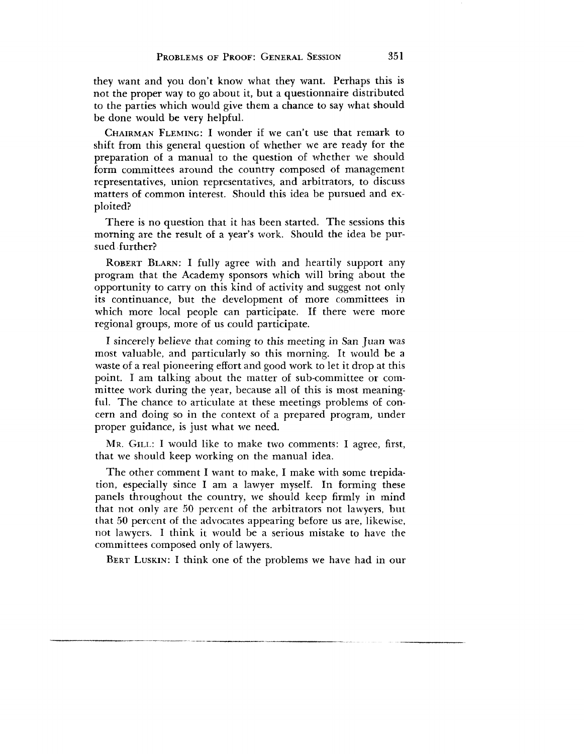they want and you don't know what they want. Perhaps this is not the proper way to go about it, but a questionnaire distributed to the parties which would give them a chance to say what should be done would be very helpful.

CHAIRMAN FLEMING: I wonder if we can't use that remark to shift from this general question of whether we are ready for the preparation of a manual to the question of whether we should form committees around the country composed of management representatives, union representatives, and arbitrators, to discuss matters of common interest. Should this idea be pursued and exploited?

There is no question that it has been started. The sessions this morning are the result of a year's work. Should the idea be pursued further?

ROBERT BLARN: I fully agree with and heartily support any program that the Academy sponsors which will bring about the opportunity to carry on this kind of activity and suggest not only its continuance, but the development of more committees in which more local people can participate. If there were more regional groups, more of us could participate.

I sincerely believe that coming to this meeting in San Juan was most valuable, and particularly so this morning. It would be a waste of a real pioneering effort and good work to let it drop at this point. I am talking about the matter of sub-committee or committee work during the year, because all of this is most meaningful. The chance to articulate at these meetings problems of concern and doing so in the context of a prepared program, under proper guidance, is just what we need.

MR. GILL: I would like to make two comments: I agree, first, that we should keep working on the manual idea.

The other comment I want to make, I make with some trepidation, especially since I am a lawyer myself. In forming these panels throughout the country, we should keep firmly in mind that not only are 50 percent of the arbitrators not lawyers, but that 50 percent of the advocates appearing before us are, likewise, not lawyers. I think it would be a serious mistake to have the committees composed only of lawyers.

BERT LUSKIN: I think one of the problems we have had in our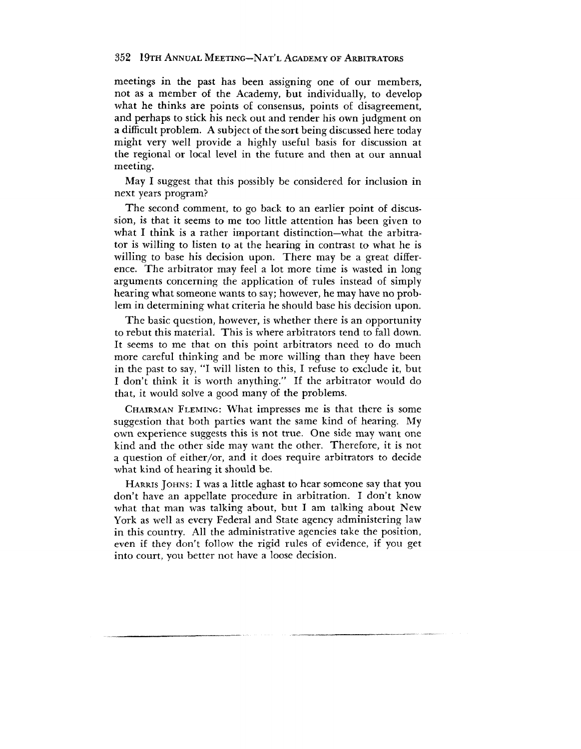meetings in the past has been assigning one of our members, not as a member of the Academy, but individually, to develop what he thinks are points of consensus, points of disagreement, and perhaps to stick his neck out and render his own judgment on a difficult problem. A subject of the sort being discussed here today might very well provide a highly useful basis for discussion at the regional or local level in the future and then at our annual meeting.

May I suggest that this possibly be considered for inclusion in next years program?

The second comment, to go back to an earlier point of discussion, is that it seems to me too little attention has been given to what I think is a rather important distinction—what the arbitrator is willing to listen to at the hearing in contrast to what he is willing to base his decision upon. There may be a great difference. The arbitrator may feel a lot more time is wasted in long arguments concerning the application of rules instead of simply hearing what someone wants to say; however, he may have no problem in determining what criteria he should base his decision upon.

The basic question, however, is whether there is an opportunity to rebut this material. This is where arbitrators tend to fall down. It seems to me that on this point arbitrators need to do much more careful thinking and be more willing than they have been in the past to say, "I will listen to this, I refuse to exclude it, but I don't think it is worth anything." If the arbitrator would do that, it would solve a good many of the problems.

CHAIRMAN FLEMING: What impresses me is that there is some suggestion that both parties want the same kind of hearing. My own experience suggests this is not true. One side may want one kind and the other side may want the other. Therefore, it is not a question of either/or, and it does require arbitrators to decide what kind of hearing it should be.

HARRIS JOHNS: I was a little aghast to hear someone say that you don't have an appellate procedure in arbitration. I don't know what that man was talking about, but I am talking about New York as well as every Federal and State agency administering law in this country. All the administrative agencies take the position, even if they don't follow the rigid rules of evidence, if you get into court, you better not have a loose decision.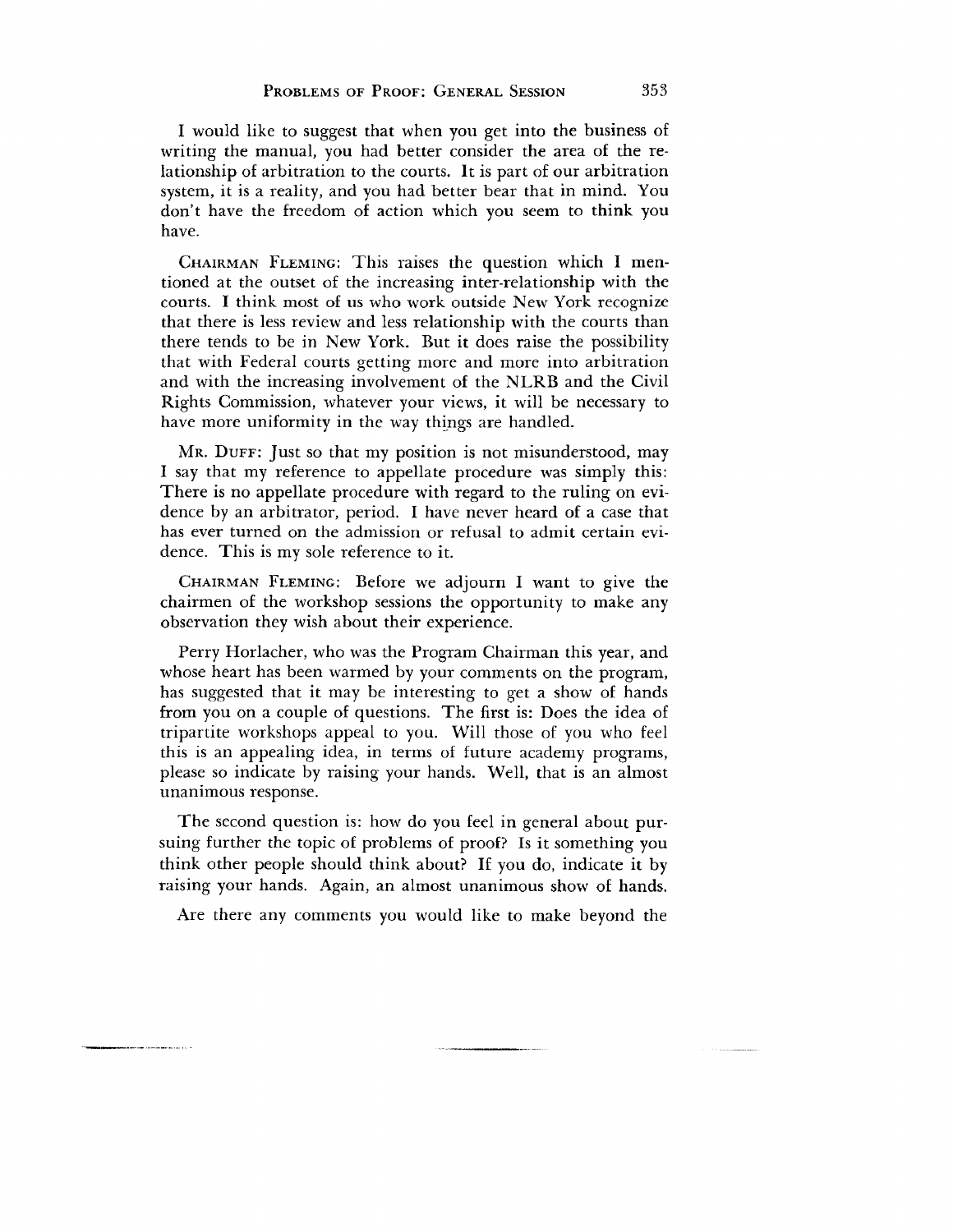I would like to suggest that when you get into the business of writing the manual, you had better consider the area of the relationship of arbitration to the courts. It is part of our arbitration system, it is a reality, and you had better bear that in mind. You don't have the freedom of action which you seem to think you have.

Chairman Fleming: This raises the question which I mentioned at the outset of the increasing inter-relationship with the courts. I think most of us who work outside New York recognize that there is less review and less relationship with the courts than there tends to be in New York. But it does raise the possibility that with Federal courts getting more and more into arbitration and with the increasing involvement of the NLRB and the Civil Rights Commission, whatever your views, it will be necessary to have more uniformity in the way things are handled.

Mr. Duff: Just so that my position is not misunderstood, may I say that my reference to appellate procedure was simply this: There is no appellate procedure with regard to the ruling on evidence by an arbitrator, period. I have never heard of a case that has ever turned on the admission or refusal to admit certain evidence. This is my sole reference to it.

Chairman Fleming: Before we adjourn I want to give the chairmen of the workshop sessions the opportunity to make any observation they wish about their experience.

Perry Horlacher, who was the Program Chairman this year, and whose heart has been warmed by your comments on the program, has suggested that it may be interesting to get a show of hands from you on a couple of questions. The first is: Does the idea of tripartite workshops appeal to you. Will those of you who feel this is an appealing idea, in terms of future academy programs, please so indicate by raising your hands. Well, that is an almost unanimous response.

The second question is: how do you feel in general about pursuing further the topic of problems of proof? Is it something you think other people should think about? If you do, indicate it by raising your hands. Again, an almost unanimous show of hands.

Are there any comments you would like to make beyond the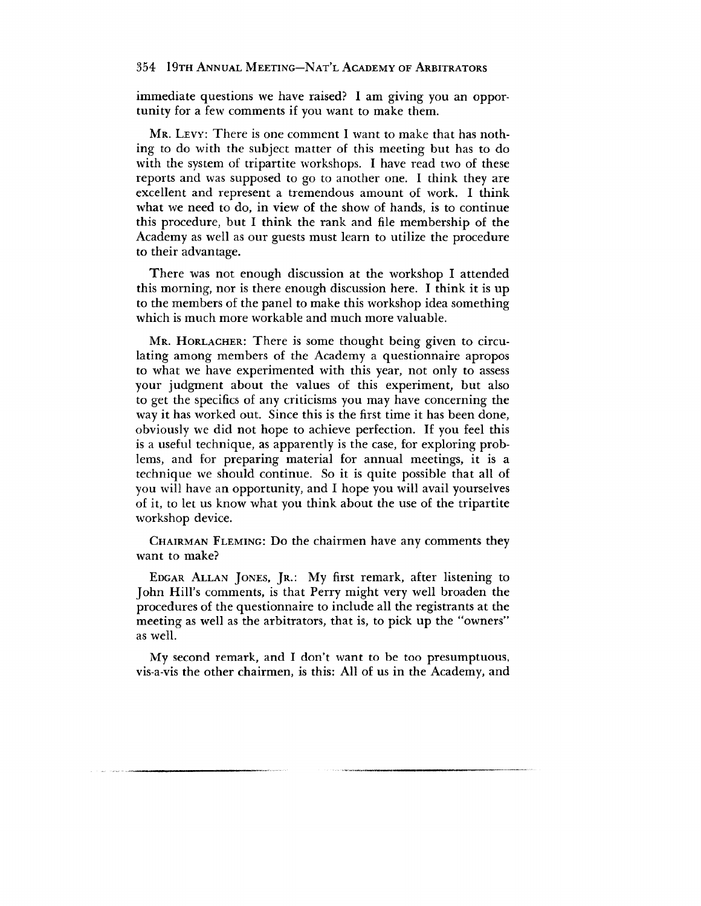immediate questions we have raised? I am giving you an opportunity for a few comments if you want to make them.

MR. LEVY: There is one comment I want to make that has nothing to do with the subject matter of this meeting but has to do with the system of tripartite workshops. I have read two of these reports and was supposed to go to another one. I think they are excellent and represent a tremendous amount of work. I think what we need to do, in view of the show of hands, is to continue this procedure, but I think the rank and file membership of the Academy as well as our guests must learn to utilize the procedure to their advantage.

There was not enough discussion at the workshop I attended this morning, nor is there enough discussion here. I think it is up to the members of the panel to make this workshop idea something which is much more workable and much more valuable.

MR. HORLACHER: There is some thought being given to circulating among members of the Academy a questionnaire apropos to what we have experimented with this year, not only to assess your judgment about the values of this experiment, but also to get the specifics of any criticisms you may have concerning the way it has worked out. Since this is the first time it has been done, obviously we did not hope to achieve perfection. If you feel this is a useful technique, as apparently is the case, for exploring problems, and for preparing material for annual meetings, it is a technique we should continue. So it is quite possible that all of you will have an opportunity, and I hope you will avail yourselves of it, to let us know what you think about the use of the tripartite workshop device.

CHAIRMAN FLEMING: Do the chairmen have any comments they want to make?

EDGAR ALLAN JONES, JR.: My first remark, after listening to John Hill's comments, is that Perry might very well broaden the procedures of the questionnaire to include all the registrants at the meeting as well as the arbitrators, that is, to pick up the "owners" as well.

My second remark, and I don't want to be too presumptuous, vis-a-vis the other chairmen, is this: All of us in the Academy, and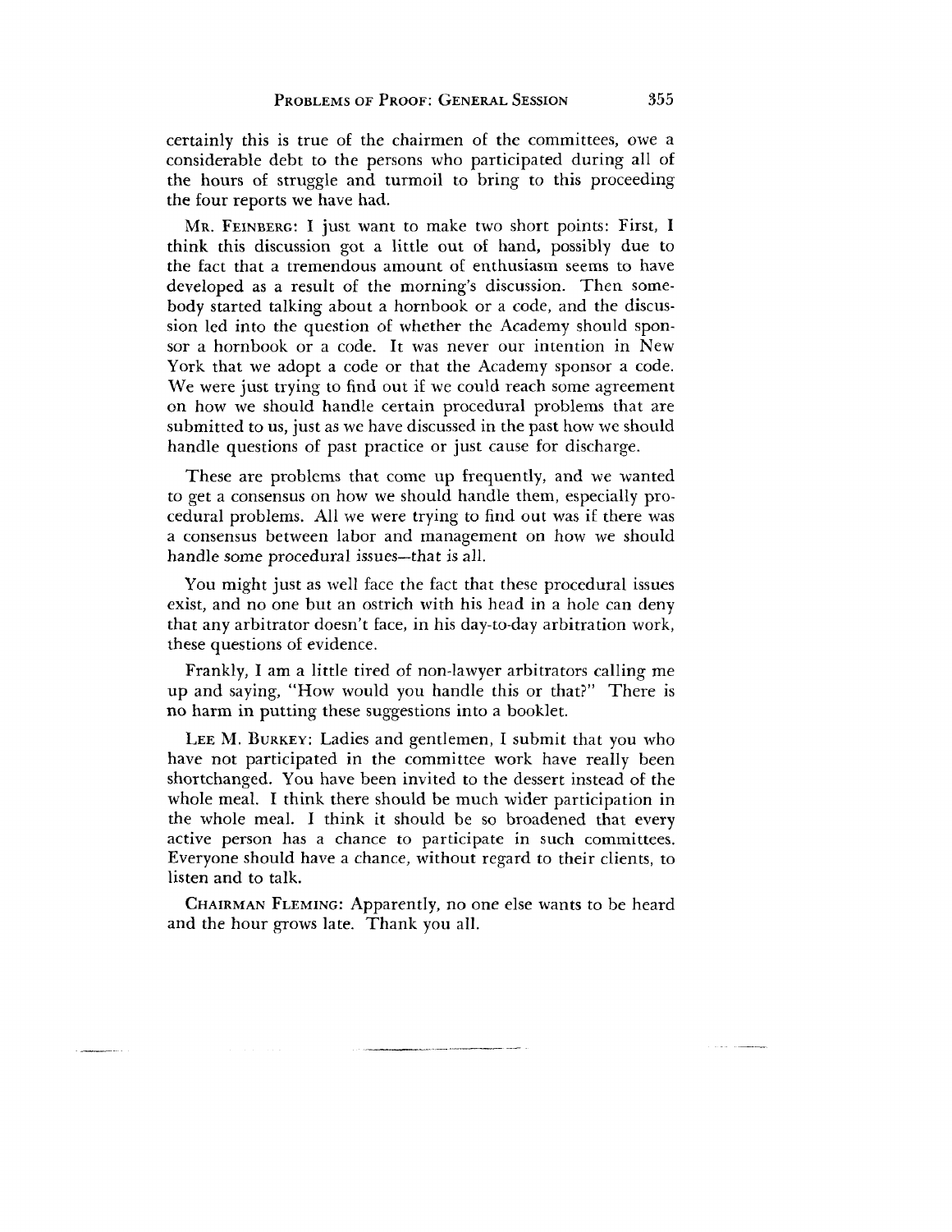certainly this is true of the chairmen of the committees, owe a considerable debt to the persons who participated during all of the hours of struggle and turmoil to bring to this proceeding the four reports we have had.

MR. FEINBERG: I just want to make two short points: First, I think this discussion got a little out of hand, possibly due to the fact that a tremendous amount of enthusiasm seems to have developed as a result of the morning's discussion. Then somebody started talking about a hornbook or a code, and the discussion led into the question of whether the Academy should sponsor a hornbook or a code. It was never our intention in New York that we adopt a code or that the Academy sponsor a code. We were just trying to find out if we could reach some agreement on how we should handle certain procedural problems that are submitted to us, just as we have discussed in the past how we should handle questions of past practice or just cause for discharge.

These are problems that come up frequently, and we wanted to get a consensus on how we should handle them, especially procedural problems. All we were trying to find out was if there was a consensus between labor and management on how we should handle some procedural issues—that is all.

You might just as well face the fact that these procedural issues exist, and no one but an ostrich with his head in a hole can deny that any arbitrator doesn't face, in his day-to-day arbitration work, these questions of evidence.

Frankly, I am a little tired of non-lawyer arbitrators calling me up and saying, "How would you handle this or that?" There is no harm in putting these suggestions into a booklet.

LEE M. BURKEY: Ladies and gentlemen, I submit that you who have not participated in the committee work have really been shortchanged. You have been invited to the dessert instead of the whole meal. I think there should be much wider participation in the whole meal. I think it should be so broadened that every active person has a chance to participate in such committees. Everyone should have a chance, without regard to their clients, to listen and to talk.

CHAIRMAN FLEMING: Apparently, no one else wants to be heard and the hour grows late. Thank you all.